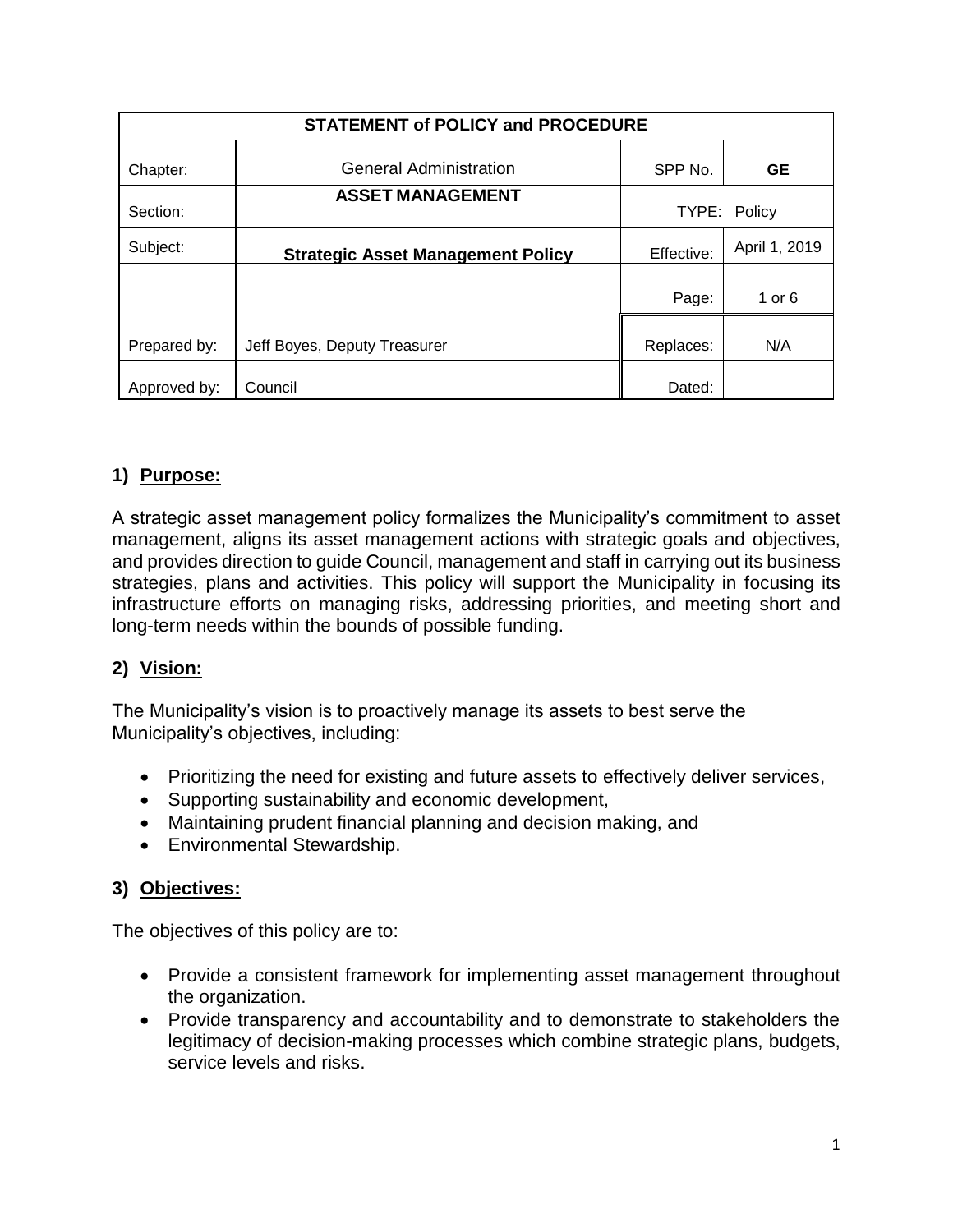| STATEMENT of POLICY and PROCEDURE | | | |
|---|---|---|---|
| Chapter: | General Administration | SPP No. | **GE** |
| Section: | **ASSET MANAGEMENT** | TYPE: | Policy |
| Subject: | **Strategic Asset Management Policy** | Effective: | April 1, 2019 |
| | | Page: | 1 or 6 |
| Prepared by: | Jeff Boyes, Deputy Treasurer | Replaces: | N/A |
| Approved by: | Council | Dated: | |

## 1) Purpose:

A strategic asset management policy formalizes the Municipality's commitment to asset management, aligns its asset management actions with strategic goals and objectives, and provides direction to guide Council, management and staff in carrying out its business strategies, plans and activities. This policy will support the Municipality in focusing its infrastructure efforts on managing risks, addressing priorities, and meeting short and long-term needs within the bounds of possible funding.

## 2) Vision:

The Municipality's vision is to proactively manage its assets to best serve the Municipality's objectives, including:

- Prioritizing the need for existing and future assets to effectively deliver services,
- Supporting sustainability and economic development,
- Maintaining prudent financial planning and decision making, and
- Environmental Stewardship.

## 3) Objectives:

The objectives of this policy are to:

- Provide a consistent framework for implementing asset management throughout the organization.
- Provide transparency and accountability and to demonstrate to stakeholders the legitimacy of decision-making processes which combine strategic plans, budgets, service levels and risks.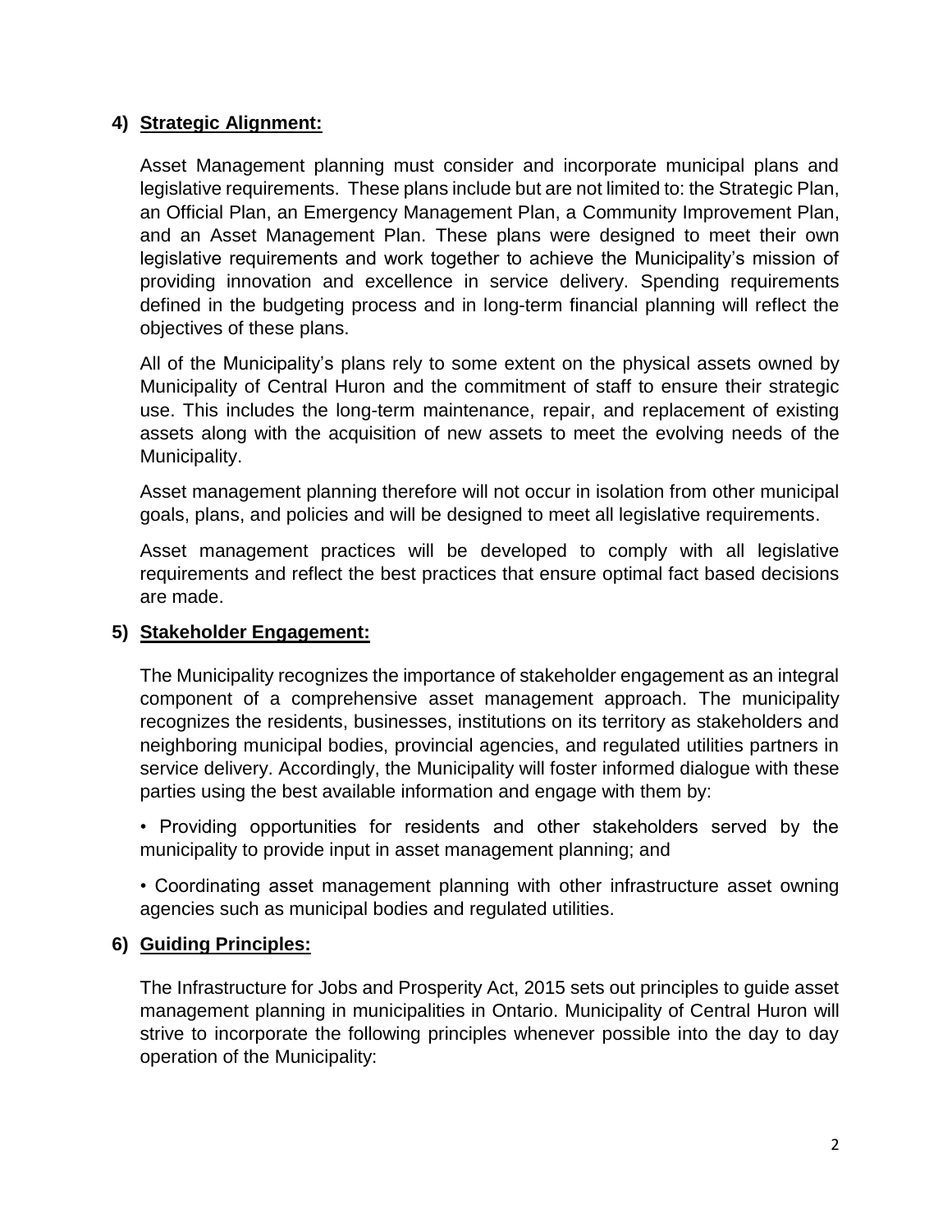## 4) Strategic Alignment:

Asset Management planning must consider and incorporate municipal plans and legislative requirements. These plans include but are not limited to: the Strategic Plan, an Official Plan, an Emergency Management Plan, a Community Improvement Plan, and an Asset Management Plan. These plans were designed to meet their own legislative requirements and work together to achieve the Municipality's mission of providing innovation and excellence in service delivery. Spending requirements defined in the budgeting process and in long-term financial planning will reflect the objectives of these plans.

All of the Municipality's plans rely to some extent on the physical assets owned by Municipality of Central Huron and the commitment of staff to ensure their strategic use. This includes the long-term maintenance, repair, and replacement of existing assets along with the acquisition of new assets to meet the evolving needs of the Municipality.

Asset management planning therefore will not occur in isolation from other municipal goals, plans, and policies and will be designed to meet all legislative requirements.

Asset management practices will be developed to comply with all legislative requirements and reflect the best practices that ensure optimal fact based decisions are made.

## 5) Stakeholder Engagement:

The Municipality recognizes the importance of stakeholder engagement as an integral component of a comprehensive asset management approach. The municipality recognizes the residents, businesses, institutions on its territory as stakeholders and neighboring municipal bodies, provincial agencies, and regulated utilities partners in service delivery. Accordingly, the Municipality will foster informed dialogue with these parties using the best available information and engage with them by:

• Providing opportunities for residents and other stakeholders served by the municipality to provide input in asset management planning; and

• Coordinating asset management planning with other infrastructure asset owning agencies such as municipal bodies and regulated utilities.

## 6) Guiding Principles:

The Infrastructure for Jobs and Prosperity Act, 2015 sets out principles to guide asset management planning in municipalities in Ontario. Municipality of Central Huron will strive to incorporate the following principles whenever possible into the day to day operation of the Municipality: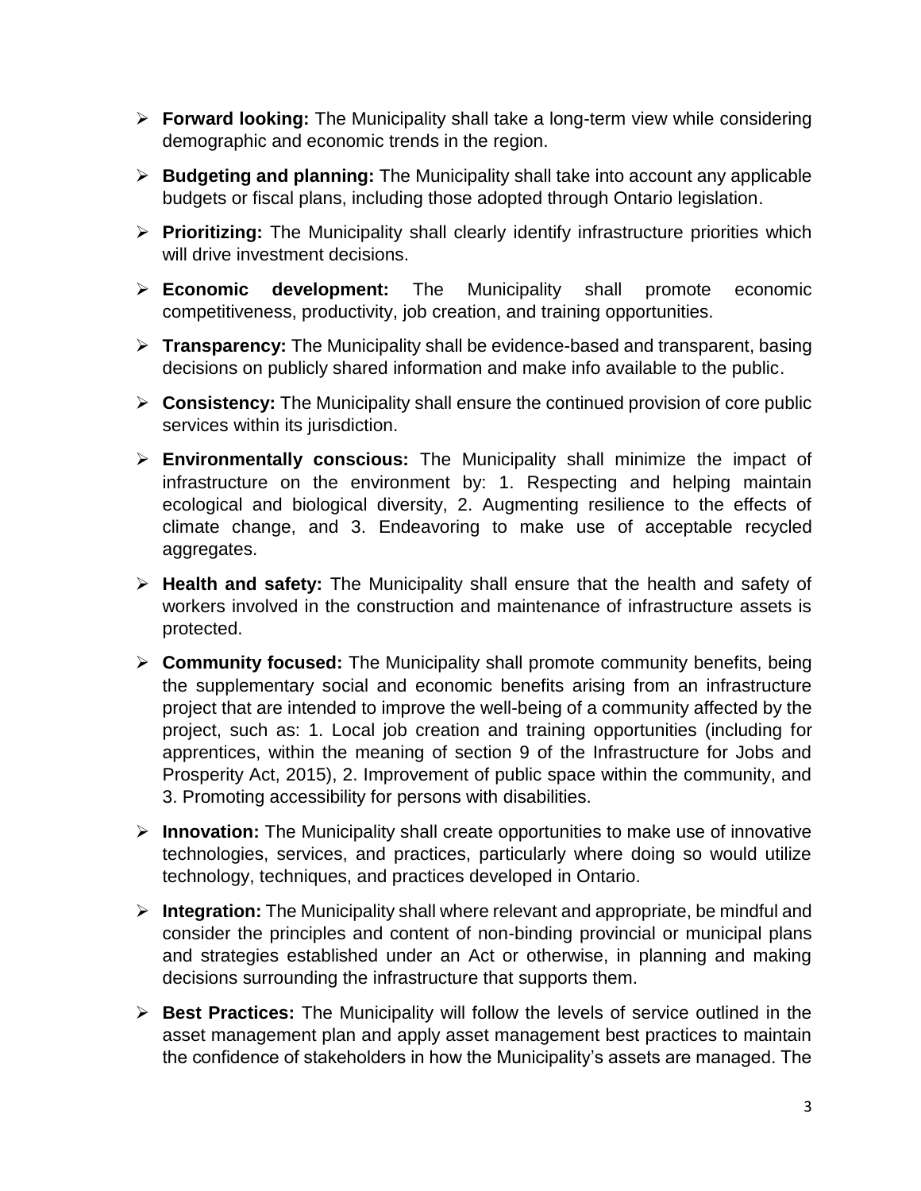- **Forward looking:** The Municipality shall take a long-term view while considering demographic and economic trends in the region.
- **Budgeting and planning:** The Municipality shall take into account any applicable budgets or fiscal plans, including those adopted through Ontario legislation.
- **Prioritizing:** The Municipality shall clearly identify infrastructure priorities which will drive investment decisions.
- **Economic development:** The Municipality shall promote economic competitiveness, productivity, job creation, and training opportunities.
- **Transparency:** The Municipality shall be evidence-based and transparent, basing decisions on publicly shared information and make info available to the public.
- **Consistency:** The Municipality shall ensure the continued provision of core public services within its jurisdiction.
- **Environmentally conscious:** The Municipality shall minimize the impact of infrastructure on the environment by: 1. Respecting and helping maintain ecological and biological diversity, 2. Augmenting resilience to the effects of climate change, and 3. Endeavoring to make use of acceptable recycled aggregates.
- **Health and safety:** The Municipality shall ensure that the health and safety of workers involved in the construction and maintenance of infrastructure assets is protected.
- **Community focused:** The Municipality shall promote community benefits, being the supplementary social and economic benefits arising from an infrastructure project that are intended to improve the well-being of a community affected by the project, such as: 1. Local job creation and training opportunities (including for apprentices, within the meaning of section 9 of the Infrastructure for Jobs and Prosperity Act, 2015), 2. Improvement of public space within the community, and 3. Promoting accessibility for persons with disabilities.
- **Innovation:** The Municipality shall create opportunities to make use of innovative technologies, services, and practices, particularly where doing so would utilize technology, techniques, and practices developed in Ontario.
- **Integration:** The Municipality shall where relevant and appropriate, be mindful and consider the principles and content of non-binding provincial or municipal plans and strategies established under an Act or otherwise, in planning and making decisions surrounding the infrastructure that supports them.
- **Best Practices:** The Municipality will follow the levels of service outlined in the asset management plan and apply asset management best practices to maintain the confidence of stakeholders in how the Municipality's assets are managed. The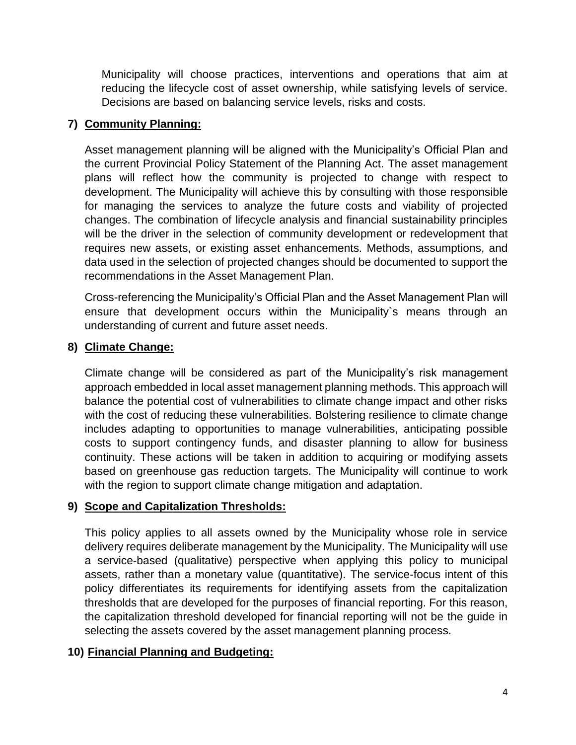Municipality will choose practices, interventions and operations that aim at reducing the lifecycle cost of asset ownership, while satisfying levels of service. Decisions are based on balancing service levels, risks and costs.

**7) <u>Community Planning:</u>**

Asset management planning will be aligned with the Municipality's Official Plan and the current Provincial Policy Statement of the Planning Act. The asset management plans will reflect how the community is projected to change with respect to development. The Municipality will achieve this by consulting with those responsible for managing the services to analyze the future costs and viability of projected changes. The combination of lifecycle analysis and financial sustainability principles will be the driver in the selection of community development or redevelopment that requires new assets, or existing asset enhancements. Methods, assumptions, and data used in the selection of projected changes should be documented to support the recommendations in the Asset Management Plan.

Cross-referencing the Municipality's Official Plan and the Asset Management Plan will ensure that development occurs within the Municipality`s means through an understanding of current and future asset needs.

**8) <u>Climate Change:</u>**

Climate change will be considered as part of the Municipality's risk management approach embedded in local asset management planning methods. This approach will balance the potential cost of vulnerabilities to climate change impact and other risks with the cost of reducing these vulnerabilities. Bolstering resilience to climate change includes adapting to opportunities to manage vulnerabilities, anticipating possible costs to support contingency funds, and disaster planning to allow for business continuity. These actions will be taken in addition to acquiring or modifying assets based on greenhouse gas reduction targets. The Municipality will continue to work with the region to support climate change mitigation and adaptation.

**9) <u>Scope and Capitalization Thresholds:</u>**

This policy applies to all assets owned by the Municipality whose role in service delivery requires deliberate management by the Municipality. The Municipality will use a service-based (qualitative) perspective when applying this policy to municipal assets, rather than a monetary value (quantitative). The service-focus intent of this policy differentiates its requirements for identifying assets from the capitalization thresholds that are developed for the purposes of financial reporting. For this reason, the capitalization threshold developed for financial reporting will not be the guide in selecting the assets covered by the asset management planning process.

**10) <u>Financial Planning and Budgeting:</u>**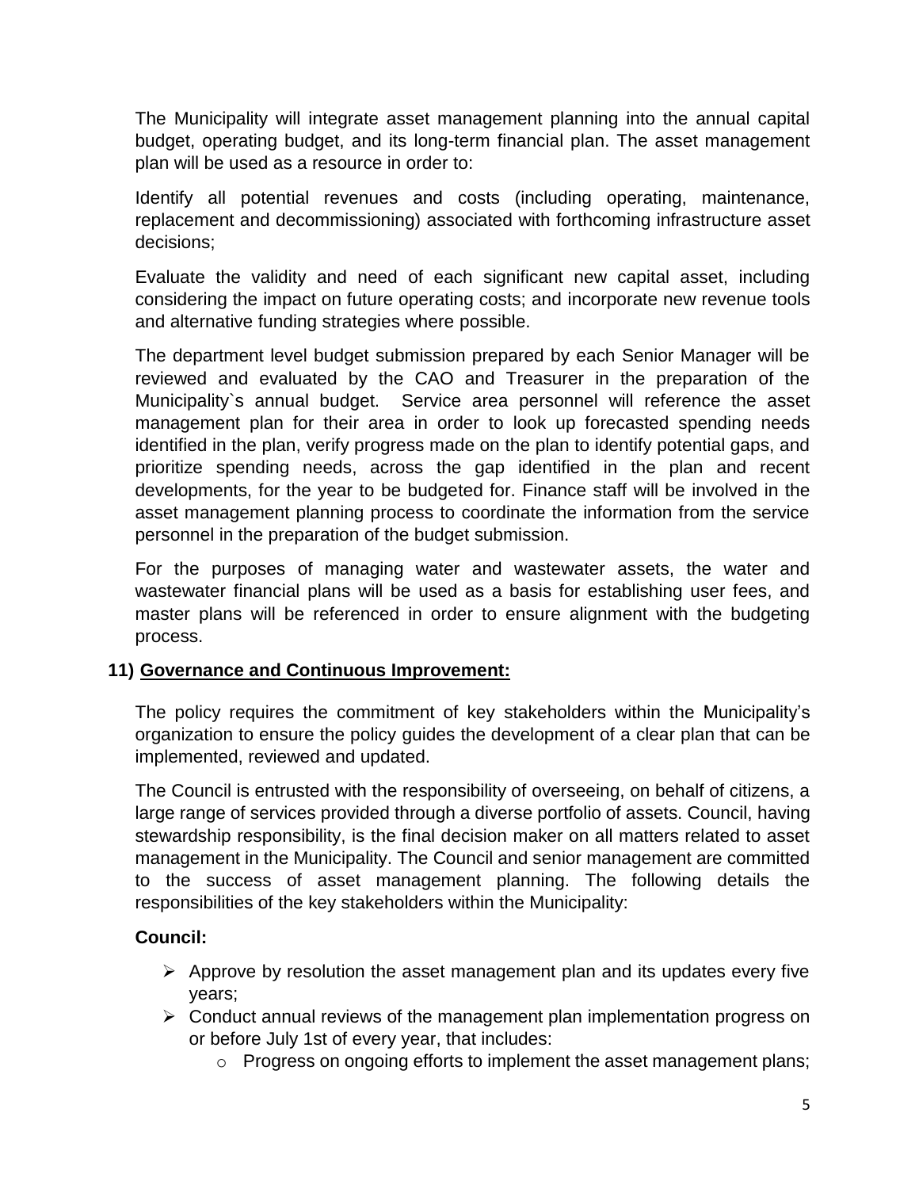The Municipality will integrate asset management planning into the annual capital budget, operating budget, and its long-term financial plan. The asset management plan will be used as a resource in order to:

Identify all potential revenues and costs (including operating, maintenance, replacement and decommissioning) associated with forthcoming infrastructure asset decisions;

Evaluate the validity and need of each significant new capital asset, including considering the impact on future operating costs; and incorporate new revenue tools and alternative funding strategies where possible.

The department level budget submission prepared by each Senior Manager will be reviewed and evaluated by the CAO and Treasurer in the preparation of the Municipality`s annual budget. Service area personnel will reference the asset management plan for their area in order to look up forecasted spending needs identified in the plan, verify progress made on the plan to identify potential gaps, and prioritize spending needs, across the gap identified in the plan and recent developments, for the year to be budgeted for. Finance staff will be involved in the asset management planning process to coordinate the information from the service personnel in the preparation of the budget submission.

For the purposes of managing water and wastewater assets, the water and wastewater financial plans will be used as a basis for establishing user fees, and master plans will be referenced in order to ensure alignment with the budgeting process.

## 11) <u>Governance and Continuous Improvement:</u>

The policy requires the commitment of key stakeholders within the Municipality's organization to ensure the policy guides the development of a clear plan that can be implemented, reviewed and updated.

The Council is entrusted with the responsibility of overseeing, on behalf of citizens, a large range of services provided through a diverse portfolio of assets. Council, having stewardship responsibility, is the final decision maker on all matters related to asset management in the Municipality. The Council and senior management are committed to the success of asset management planning. The following details the responsibilities of the key stakeholders within the Municipality:

**Council:**

- Approve by resolution the asset management plan and its updates every five years;
- Conduct annual reviews of the management plan implementation progress on or before July 1st of every year, that includes:
  - Progress on ongoing efforts to implement the asset management plans;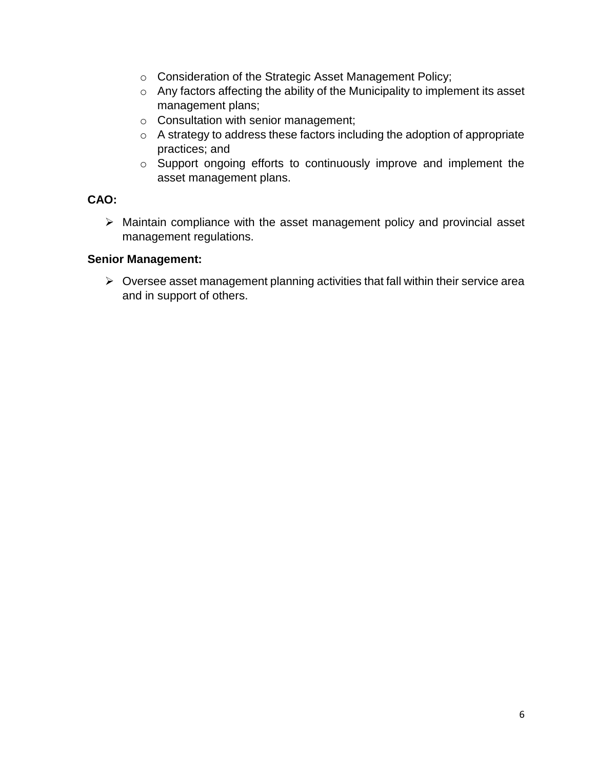- Consideration of the Strategic Asset Management Policy;
  - Any factors affecting the ability of the Municipality to implement its asset management plans;
  - Consultation with senior management;
  - A strategy to address these factors including the adoption of appropriate practices; and
  - Support ongoing efforts to continuously improve and implement the asset management plans.

**CAO:**

- Maintain compliance with the asset management policy and provincial asset management regulations.

**Senior Management:**

- Oversee asset management planning activities that fall within their service area and in support of others.